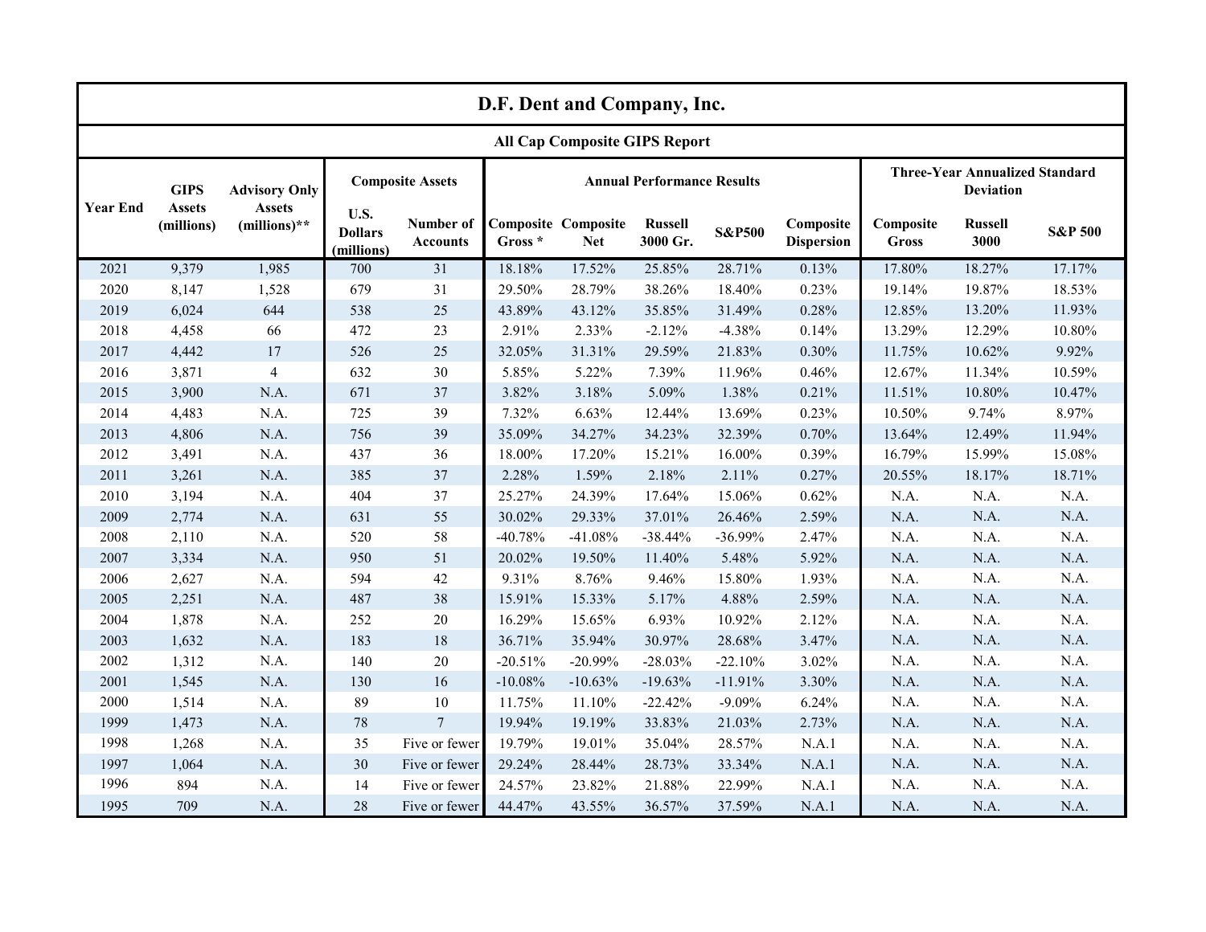# D.F. Dent and Company, Inc.

## All Cap Composite GIPS Report

| Year End | GIPS Assets (millions) | Advisory Only Assets (millions)** | Composite Assets | | Annual Performance Results | | | | | Three-Year Annualized Standard Deviation | | |
|---|---|---|---|---|---|---|---|---|---|---|---|---|
| | | | U.S. Dollars (millions) | Number of Accounts | Composite Gross * | Composite Net | Russell 3000 Gr. | S&P500 | Composite Dispersion | Composite Gross | Russell 3000 | S&P 500 |
| 2021 | 9,379 | 1,985 | 700 | 31 | 18.18% | 17.52% | 25.85% | 28.71% | 0.13% | 17.80% | 18.27% | 17.17% |
| 2020 | 8,147 | 1,528 | 679 | 31 | 29.50% | 28.79% | 38.26% | 18.40% | 0.23% | 19.14% | 19.87% | 18.53% |
| 2019 | 6,024 | 644 | 538 | 25 | 43.89% | 43.12% | 35.85% | 31.49% | 0.28% | 12.85% | 13.20% | 11.93% |
| 2018 | 4,458 | 66 | 472 | 23 | 2.91% | 2.33% | -2.12% | -4.38% | 0.14% | 13.29% | 12.29% | 10.80% |
| 2017 | 4,442 | 17 | 526 | 25 | 32.05% | 31.31% | 29.59% | 21.83% | 0.30% | 11.75% | 10.62% | 9.92% |
| 2016 | 3,871 | 4 | 632 | 30 | 5.85% | 5.22% | 7.39% | 11.96% | 0.46% | 12.67% | 11.34% | 10.59% |
| 2015 | 3,900 | N.A. | 671 | 37 | 3.82% | 3.18% | 5.09% | 1.38% | 0.21% | 11.51% | 10.80% | 10.47% |
| 2014 | 4,483 | N.A. | 725 | 39 | 7.32% | 6.63% | 12.44% | 13.69% | 0.23% | 10.50% | 9.74% | 8.97% |
| 2013 | 4,806 | N.A. | 756 | 39 | 35.09% | 34.27% | 34.23% | 32.39% | 0.70% | 13.64% | 12.49% | 11.94% |
| 2012 | 3,491 | N.A. | 437 | 36 | 18.00% | 17.20% | 15.21% | 16.00% | 0.39% | 16.79% | 15.99% | 15.08% |
| 2011 | 3,261 | N.A. | 385 | 37 | 2.28% | 1.59% | 2.18% | 2.11% | 0.27% | 20.55% | 18.17% | 18.71% |
| 2010 | 3,194 | N.A. | 404 | 37 | 25.27% | 24.39% | 17.64% | 15.06% | 0.62% | N.A. | N.A. | N.A. |
| 2009 | 2,774 | N.A. | 631 | 55 | 30.02% | 29.33% | 37.01% | 26.46% | 2.59% | N.A. | N.A. | N.A. |
| 2008 | 2,110 | N.A. | 520 | 58 | -40.78% | -41.08% | -38.44% | -36.99% | 2.47% | N.A. | N.A. | N.A. |
| 2007 | 3,334 | N.A. | 950 | 51 | 20.02% | 19.50% | 11.40% | 5.48% | 5.92% | N.A. | N.A. | N.A. |
| 2006 | 2,627 | N.A. | 594 | 42 | 9.31% | 8.76% | 9.46% | 15.80% | 1.93% | N.A. | N.A. | N.A. |
| 2005 | 2,251 | N.A. | 487 | 38 | 15.91% | 15.33% | 5.17% | 4.88% | 2.59% | N.A. | N.A. | N.A. |
| 2004 | 1,878 | N.A. | 252 | 20 | 16.29% | 15.65% | 6.93% | 10.92% | 2.12% | N.A. | N.A. | N.A. |
| 2003 | 1,632 | N.A. | 183 | 18 | 36.71% | 35.94% | 30.97% | 28.68% | 3.47% | N.A. | N.A. | N.A. |
| 2002 | 1,312 | N.A. | 140 | 20 | -20.51% | -20.99% | -28.03% | -22.10% | 3.02% | N.A. | N.A. | N.A. |
| 2001 | 1,545 | N.A. | 130 | 16 | -10.08% | -10.63% | -19.63% | -11.91% | 3.30% | N.A. | N.A. | N.A. |
| 2000 | 1,514 | N.A. | 89 | 10 | 11.75% | 11.10% | -22.42% | -9.09% | 6.24% | N.A. | N.A. | N.A. |
| 1999 | 1,473 | N.A. | 78 | 7 | 19.94% | 19.19% | 33.83% | 21.03% | 2.73% | N.A. | N.A. | N.A. |
| 1998 | 1,268 | N.A. | 35 | Five or fewer | 19.79% | 19.01% | 35.04% | 28.57% | N.A.1 | N.A. | N.A. | N.A. |
| 1997 | 1,064 | N.A. | 30 | Five or fewer | 29.24% | 28.44% | 28.73% | 33.34% | N.A.1 | N.A. | N.A. | N.A. |
| 1996 | 894 | N.A. | 14 | Five or fewer | 24.57% | 23.82% | 21.88% | 22.99% | N.A.1 | N.A. | N.A. | N.A. |
| 1995 | 709 | N.A. | 28 | Five or fewer | 44.47% | 43.55% | 36.57% | 37.59% | N.A.1 | N.A. | N.A. | N.A. |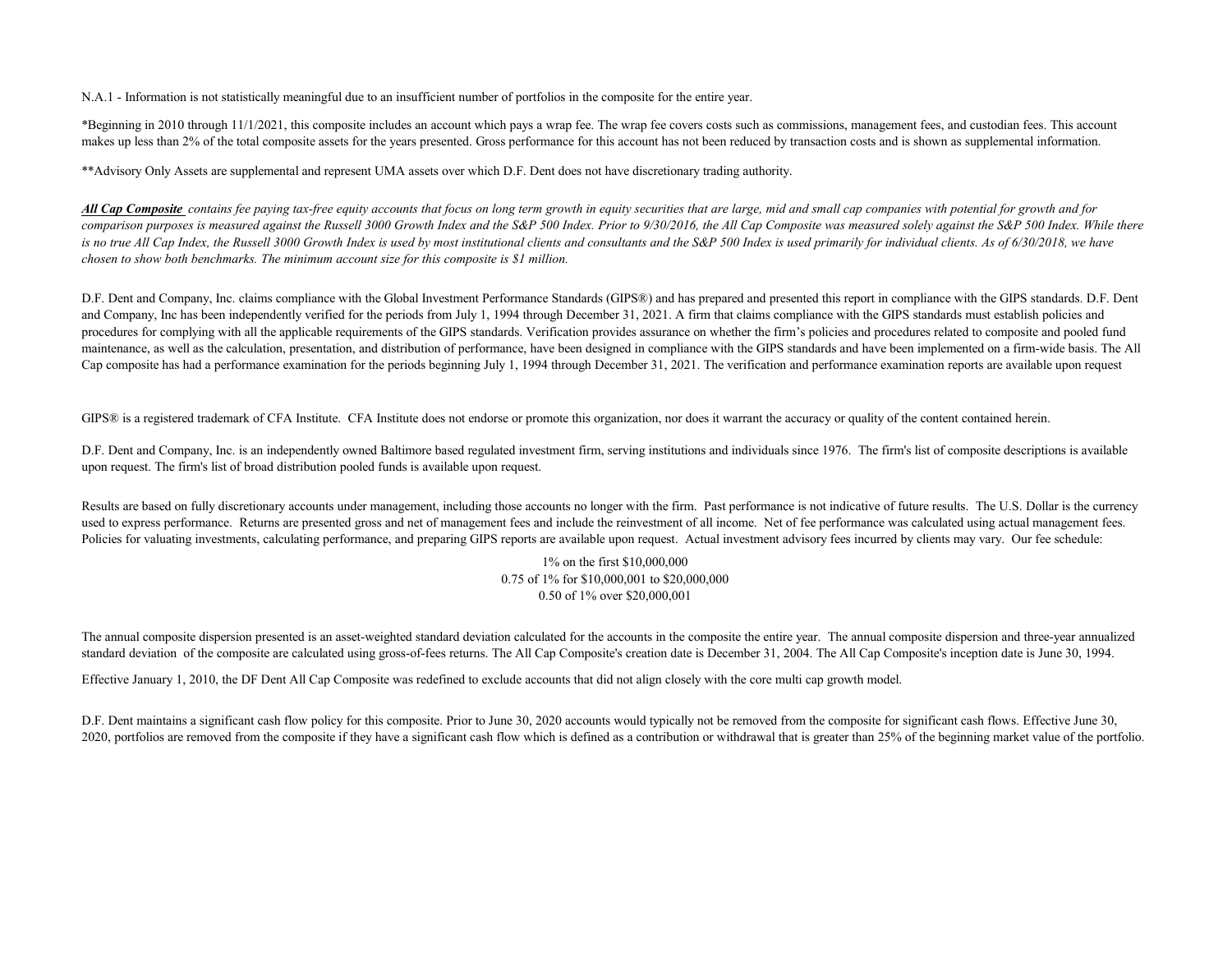N.A.1 - Information is not statistically meaningful due to an insufficient number of portfolios in the composite for the entire year.

*Beginning in 2010 through 11/1/2021, this composite includes an account which pays a wrap fee. The wrap fee covers costs such as commissions, management fees, and custodian fees. This account makes up less than 2% of the total composite assets for the years presented. Gross performance for this account has not been reduced by transaction costs and is shown as supplemental information.

**Advisory Only Assets are supplemental and represent UMA assets over which D.F. Dent does not have discretionary trading authority.

***All Cap Composite*** *contains fee paying tax-free equity accounts that focus on long term growth in equity securities that are large, mid and small cap companies with potential for growth and for comparison purposes is measured against the Russell 3000 Growth Index and the S&P 500 Index. Prior to 9/30/2016, the All Cap Composite was measured solely against the S&P 500 Index. While there is no true All Cap Index, the Russell 3000 Growth Index is used by most institutional clients and consultants and the S&P 500 Index is used primarily for individual clients. As of 6/30/2018, we have chosen to show both benchmarks. The minimum account size for this composite is $1 million.*

D.F. Dent and Company, Inc. claims compliance with the Global Investment Performance Standards (GIPS®) and has prepared and presented this report in compliance with the GIPS standards. D.F. Dent and Company, Inc has been independently verified for the periods from July 1, 1994 through December 31, 2021. A firm that claims compliance with the GIPS standards must establish policies and procedures for complying with all the applicable requirements of the GIPS standards. Verification provides assurance on whether the firm's policies and procedures related to composite and pooled fund maintenance, as well as the calculation, presentation, and distribution of performance, have been designed in compliance with the GIPS standards and have been implemented on a firm-wide basis. The All Cap composite has had a performance examination for the periods beginning July 1, 1994 through December 31, 2021. The verification and performance examination reports are available upon request

GIPS® is a registered trademark of CFA Institute. CFA Institute does not endorse or promote this organization, nor does it warrant the accuracy or quality of the content contained herein.

D.F. Dent and Company, Inc. is an independently owned Baltimore based regulated investment firm, serving institutions and individuals since 1976. The firm's list of composite descriptions is available upon request. The firm's list of broad distribution pooled funds is available upon request.

Results are based on fully discretionary accounts under management, including those accounts no longer with the firm. Past performance is not indicative of future results. The U.S. Dollar is the currency used to express performance. Returns are presented gross and net of management fees and include the reinvestment of all income. Net of fee performance was calculated using actual management fees. Policies for valuating investments, calculating performance, and preparing GIPS reports are available upon request. Actual investment advisory fees incurred by clients may vary. Our fee schedule:

1% on the first $10,000,000
0.75 of 1% for $10,000,001 to $20,000,000
0.50 of 1% over $20,000,001

The annual composite dispersion presented is an asset-weighted standard deviation calculated for the accounts in the composite the entire year. The annual composite dispersion and three-year annualized standard deviation of the composite are calculated using gross-of-fees returns. The All Cap Composite's creation date is December 31, 2004. The All Cap Composite's inception date is June 30, 1994.

Effective January 1, 2010, the DF Dent All Cap Composite was redefined to exclude accounts that did not align closely with the core multi cap growth model.

D.F. Dent maintains a significant cash flow policy for this composite. Prior to June 30, 2020 accounts would typically not be removed from the composite for significant cash flows. Effective June 30, 2020, portfolios are removed from the composite if they have a significant cash flow which is defined as a contribution or withdrawal that is greater than 25% of the beginning market value of the portfolio.